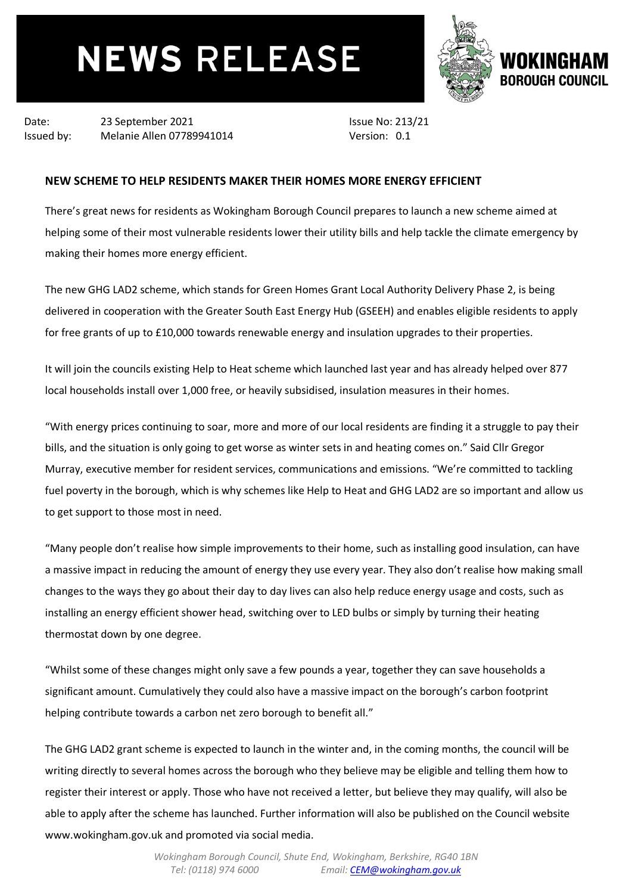# NEWS RELEASE

**WOKINGHAM BOROUGH COUNCIL**

Date: 23 September 2021
Issued by: Melanie Allen 07789941014

Issue No: 213/21
Version: 0.1

## NEW SCHEME TO HELP RESIDENTS MAKER THEIR HOMES MORE ENERGY EFFICIENT

There's great news for residents as Wokingham Borough Council prepares to launch a new scheme aimed at helping some of their most vulnerable residents lower their utility bills and help tackle the climate emergency by making their homes more energy efficient.

The new GHG LAD2 scheme, which stands for Green Homes Grant Local Authority Delivery Phase 2, is being delivered in cooperation with the Greater South East Energy Hub (GSEEH) and enables eligible residents to apply for free grants of up to £10,000 towards renewable energy and insulation upgrades to their properties.

It will join the councils existing Help to Heat scheme which launched last year and has already helped over 877 local households install over 1,000 free, or heavily subsidised, insulation measures in their homes.

"With energy prices continuing to soar, more and more of our local residents are finding it a struggle to pay their bills, and the situation is only going to get worse as winter sets in and heating comes on." Said Cllr Gregor Murray, executive member for resident services, communications and emissions. "We're committed to tackling fuel poverty in the borough, which is why schemes like Help to Heat and GHG LAD2 are so important and allow us to get support to those most in need.

"Many people don't realise how simple improvements to their home, such as installing good insulation, can have a massive impact in reducing the amount of energy they use every year. They also don't realise how making small changes to the ways they go about their day to day lives can also help reduce energy usage and costs, such as installing an energy efficient shower head, switching over to LED bulbs or simply by turning their heating thermostat down by one degree.

"Whilst some of these changes might only save a few pounds a year, together they can save households a significant amount. Cumulatively they could also have a massive impact on the borough's carbon footprint helping contribute towards a carbon net zero borough to benefit all."

The GHG LAD2 grant scheme is expected to launch in the winter and, in the coming months, the council will be writing directly to several homes across the borough who they believe may be eligible and telling them how to register their interest or apply. Those who have not received a letter, but believe they may qualify, will also be able to apply after the scheme has launched. Further information will also be published on the Council website www.wokingham.gov.uk and promoted via social media.

*Wokingham Borough Council, Shute End, Wokingham, Berkshire, RG40 1BN*
*Tel: (0118) 974 6000 Email: CEM@wokingham.gov.uk*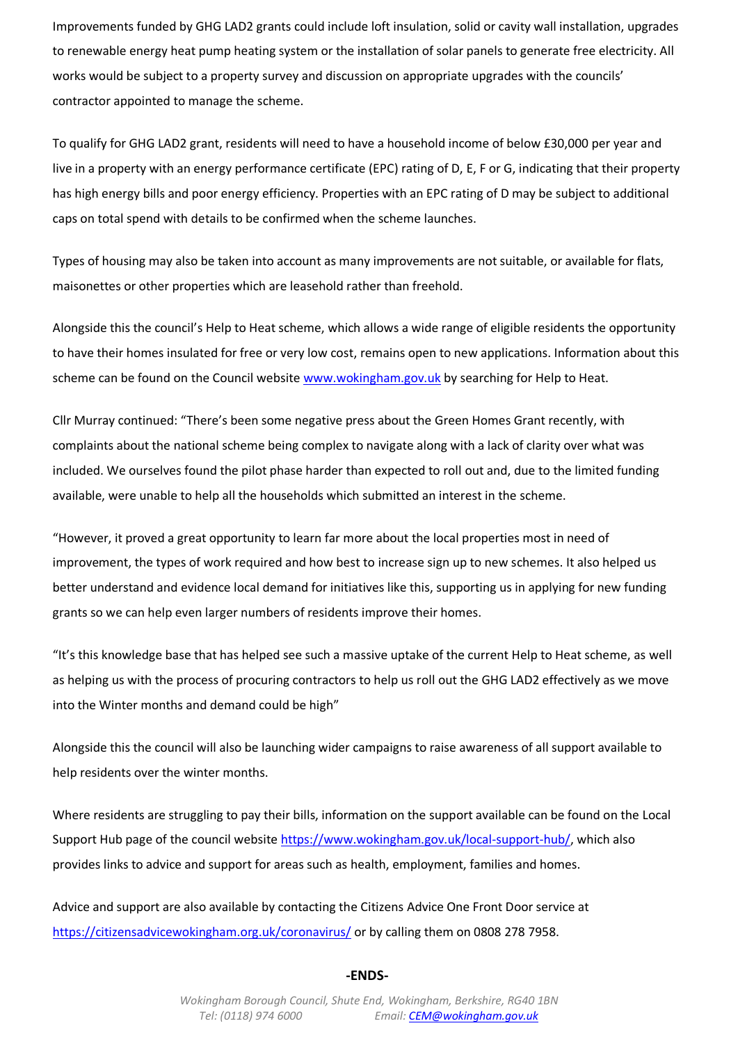Improvements funded by GHG LAD2 grants could include loft insulation, solid or cavity wall installation, upgrades to renewable energy heat pump heating system or the installation of solar panels to generate free electricity. All works would be subject to a property survey and discussion on appropriate upgrades with the councils' contractor appointed to manage the scheme.

To qualify for GHG LAD2 grant, residents will need to have a household income of below £30,000 per year and live in a property with an energy performance certificate (EPC) rating of D, E, F or G, indicating that their property has high energy bills and poor energy efficiency. Properties with an EPC rating of D may be subject to additional caps on total spend with details to be confirmed when the scheme launches.

Types of housing may also be taken into account as many improvements are not suitable, or available for flats, maisonettes or other properties which are leasehold rather than freehold.

Alongside this the council's Help to Heat scheme, which allows a wide range of eligible residents the opportunity to have their homes insulated for free or very low cost, remains open to new applications. Information about this scheme can be found on the Council website [www.wokingham.gov.uk](www.wokingham.gov.uk) by searching for Help to Heat.

Cllr Murray continued: "There's been some negative press about the Green Homes Grant recently, with complaints about the national scheme being complex to navigate along with a lack of clarity over what was included. We ourselves found the pilot phase harder than expected to roll out and, due to the limited funding available, were unable to help all the households which submitted an interest in the scheme.

"However, it proved a great opportunity to learn far more about the local properties most in need of improvement, the types of work required and how best to increase sign up to new schemes. It also helped us better understand and evidence local demand for initiatives like this, supporting us in applying for new funding grants so we can help even larger numbers of residents improve their homes.

"It's this knowledge base that has helped see such a massive uptake of the current Help to Heat scheme, as well as helping us with the process of procuring contractors to help us roll out the GHG LAD2 effectively as we move into the Winter months and demand could be high"

Alongside this the council will also be launching wider campaigns to raise awareness of all support available to help residents over the winter months.

Where residents are struggling to pay their bills, information on the support available can be found on the Local Support Hub page of the council website [https://www.wokingham.gov.uk/local-support-hub/](https://www.wokingham.gov.uk/local-support-hub/), which also provides links to advice and support for areas such as health, employment, families and homes.

Advice and support are also available by contacting the Citizens Advice One Front Door service at [https://citizensadvicewokingham.org.uk/coronavirus/](https://citizensadvicewokingham.org.uk/coronavirus/) or by calling them on 0808 278 7958.

**-ENDS-**

*Wokingham Borough Council, Shute End, Wokingham, Berkshire, RG40 1BN*
*Tel: (0118) 974 6000 Email: [CEM@wokingham.gov.uk](mailto:CEM@wokingham.gov.uk)*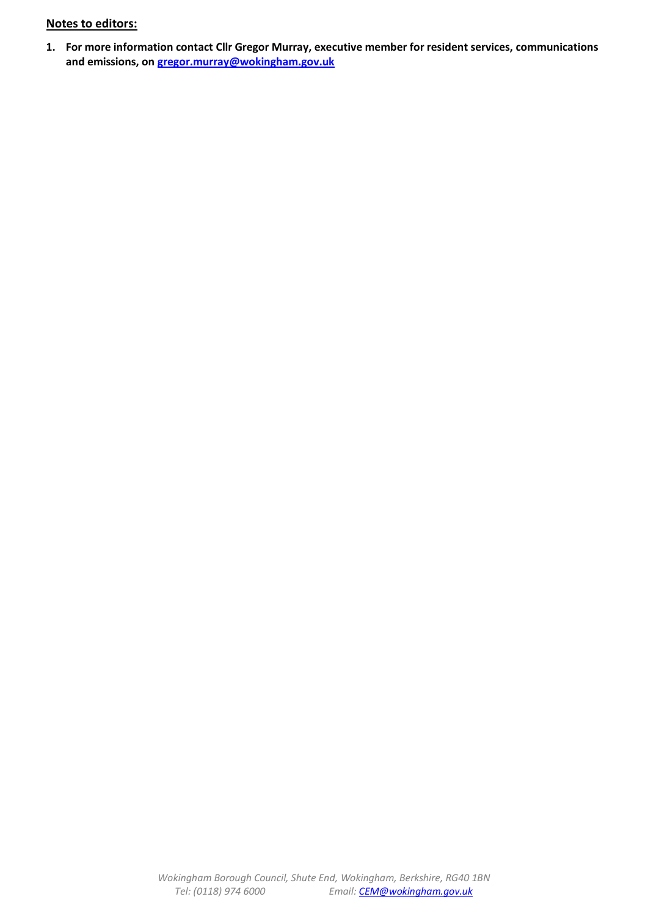**Notes to editors:**

1. **For more information contact Cllr Gregor Murray, executive member for resident services, communications and emissions, on gregor.murray@wokingham.gov.uk**